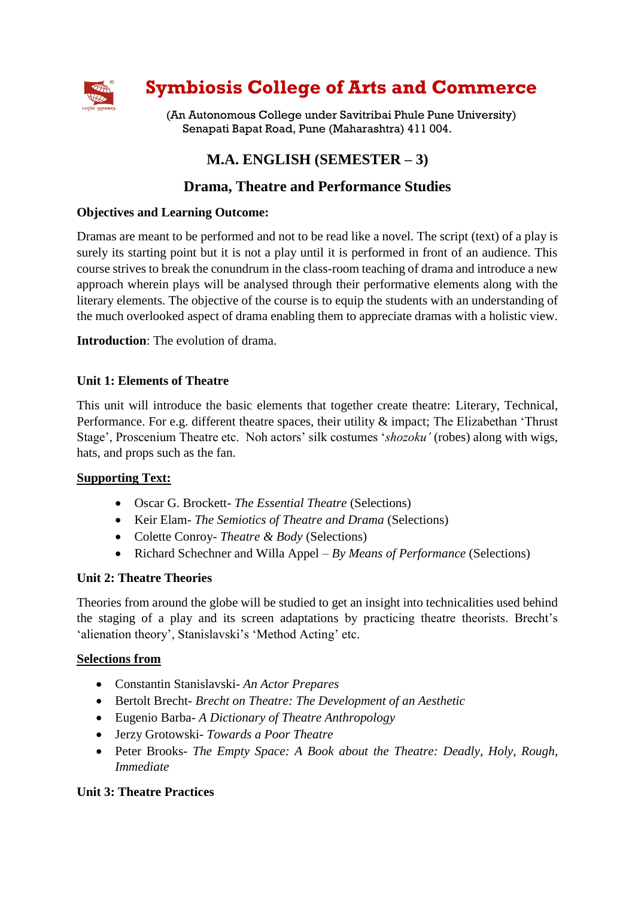# Symbiosis College of Arts and Commerce

(An Autonomous College under Savitribai Phule Pune University)
Senapati Bapat Road, Pune (Maharashtra) 411 004.

## M.A. ENGLISH (SEMESTER – 3)

## Drama, Theatre and Performance Studies

**Objectives and Learning Outcome:**

Dramas are meant to be performed and not to be read like a novel. The script (text) of a play is surely its starting point but it is not a play until it is performed in front of an audience. This course strives to break the conundrum in the class-room teaching of drama and introduce a new approach wherein plays will be analysed through their performative elements along with the literary elements. The objective of the course is to equip the students with an understanding of the much overlooked aspect of drama enabling them to appreciate dramas with a holistic view.

**Introduction**: The evolution of drama.

**Unit 1: Elements of Theatre**

This unit will introduce the basic elements that together create theatre: Literary, Technical, Performance. For e.g. different theatre spaces, their utility & impact; The Elizabethan 'Thrust Stage', Proscenium Theatre etc. Noh actors' silk costumes '*shozoku'* (robes) along with wigs, hats, and props such as the fan.

**Supporting Text:**

- Oscar G. Brockett- *The Essential Theatre* (Selections)
- Keir Elam- *The Semiotics of Theatre and Drama* (Selections)
- Colette Conroy- *Theatre & Body* (Selections)
- Richard Schechner and Willa Appel – *By Means of Performance* (Selections)

**Unit 2: Theatre Theories**

Theories from around the globe will be studied to get an insight into technicalities used behind the staging of a play and its screen adaptations by practicing theatre theorists. Brecht's 'alienation theory', Stanislavski's 'Method Acting' etc.

**Selections from**

- Constantin Stanislavski- *An Actor Prepares*
- Bertolt Brecht- *Brecht on Theatre: The Development of an Aesthetic*
- Eugenio Barba- *A Dictionary of Theatre Anthropology*
- Jerzy Grotowski- *Towards a Poor Theatre*
- Peter Brooks- *The Empty Space: A Book about the Theatre: Deadly, Holy, Rough, Immediate*

**Unit 3: Theatre Practices**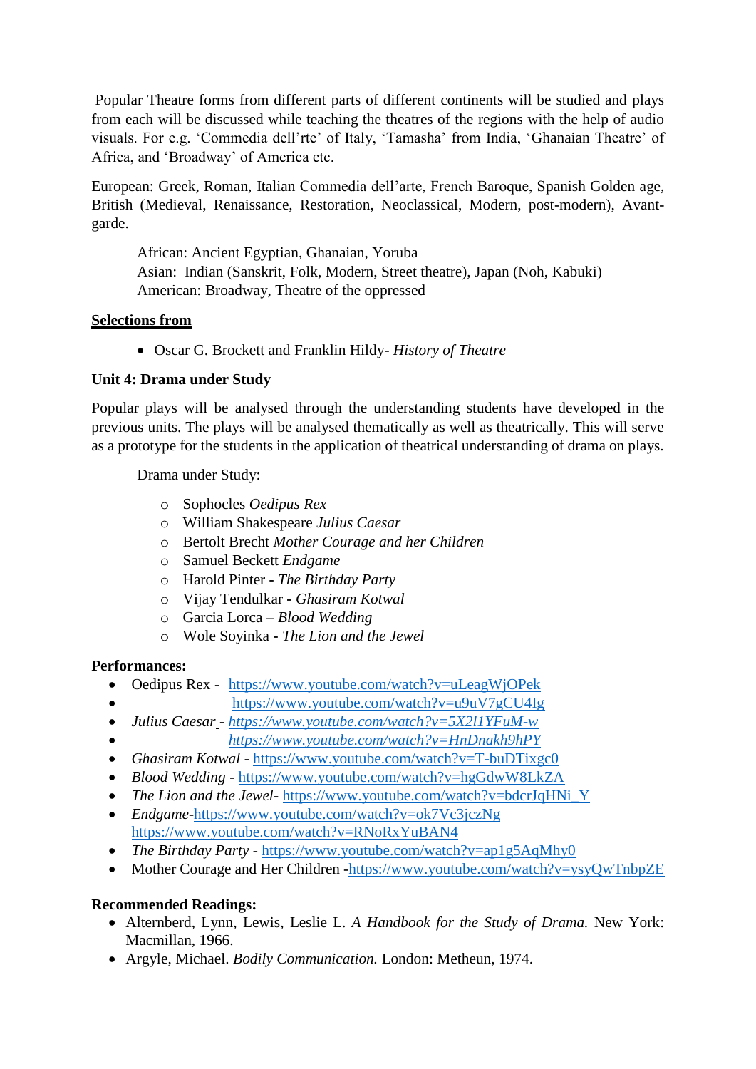Popular Theatre forms from different parts of different continents will be studied and plays from each will be discussed while teaching the theatres of the regions with the help of audio visuals. For e.g. 'Commedia dell'rte' of Italy, 'Tamasha' from India, 'Ghanaian Theatre' of Africa, and 'Broadway' of America etc.

European: Greek, Roman, Italian Commedia dell'arte, French Baroque, Spanish Golden age, British (Medieval, Renaissance, Restoration, Neoclassical, Modern, post-modern), Avant-garde.

African: Ancient Egyptian, Ghanaian, Yoruba
Asian: Indian (Sanskrit, Folk, Modern, Street theatre), Japan (Noh, Kabuki)
American: Broadway, Theatre of the oppressed

**<u>Selections from</u>**

- Oscar G. Brockett and Franklin Hildy- *History of Theatre*

**Unit 4: Drama under Study**

Popular plays will be analysed through the understanding students have developed in the previous units. The plays will be analysed thematically as well as theatrically. This will serve as a prototype for the students in the application of theatrical understanding of drama on plays.

<u>Drama under Study:</u>

- Sophocles *Oedipus Rex*
- William Shakespeare *Julius Caesar*
- Bertolt Brecht *Mother Courage and her Children*
- Samuel Beckett *Endgame*
- Harold Pinter - *The Birthday Party*
- Vijay Tendulkar - *Ghasiram Kotwal*
- Garcia Lorca – *Blood Wedding*
- Wole Soyinka - *The Lion and the Jewel*

**Performances:**

- Oedipus Rex - https://www.youtube.com/watch?v=uLeagWjOPek
- https://www.youtube.com/watch?v=u9uV7gCU4Ig
- *Julius Caesar* - *https://www.youtube.com/watch?v=5X2l1YFuM-w*
- *https://www.youtube.com/watch?v=HnDnakh9hPY*
- *Ghasiram Kotwal* - https://www.youtube.com/watch?v=T-buDTixgc0
- *Blood Wedding* - https://www.youtube.com/watch?v=hgGdwW8LkZA
- *The Lion and the Jewel*- https://www.youtube.com/watch?v=bdcrJqHNi_Y
- *Endgame*-https://www.youtube.com/watch?v=ok7Vc3jczNg
  https://www.youtube.com/watch?v=RNoRxYuBAN4
- *The Birthday Party* - https://www.youtube.com/watch?v=ap1g5AqMhy0
- Mother Courage and Her Children -https://www.youtube.com/watch?v=ysyQwTnbpZE

**Recommended Readings:**

- Alternberd, Lynn, Lewis, Leslie L. *A Handbook for the Study of Drama*. New York: Macmillan, 1966.
- Argyle, Michael. *Bodily Communication.* London: Metheun, 1974.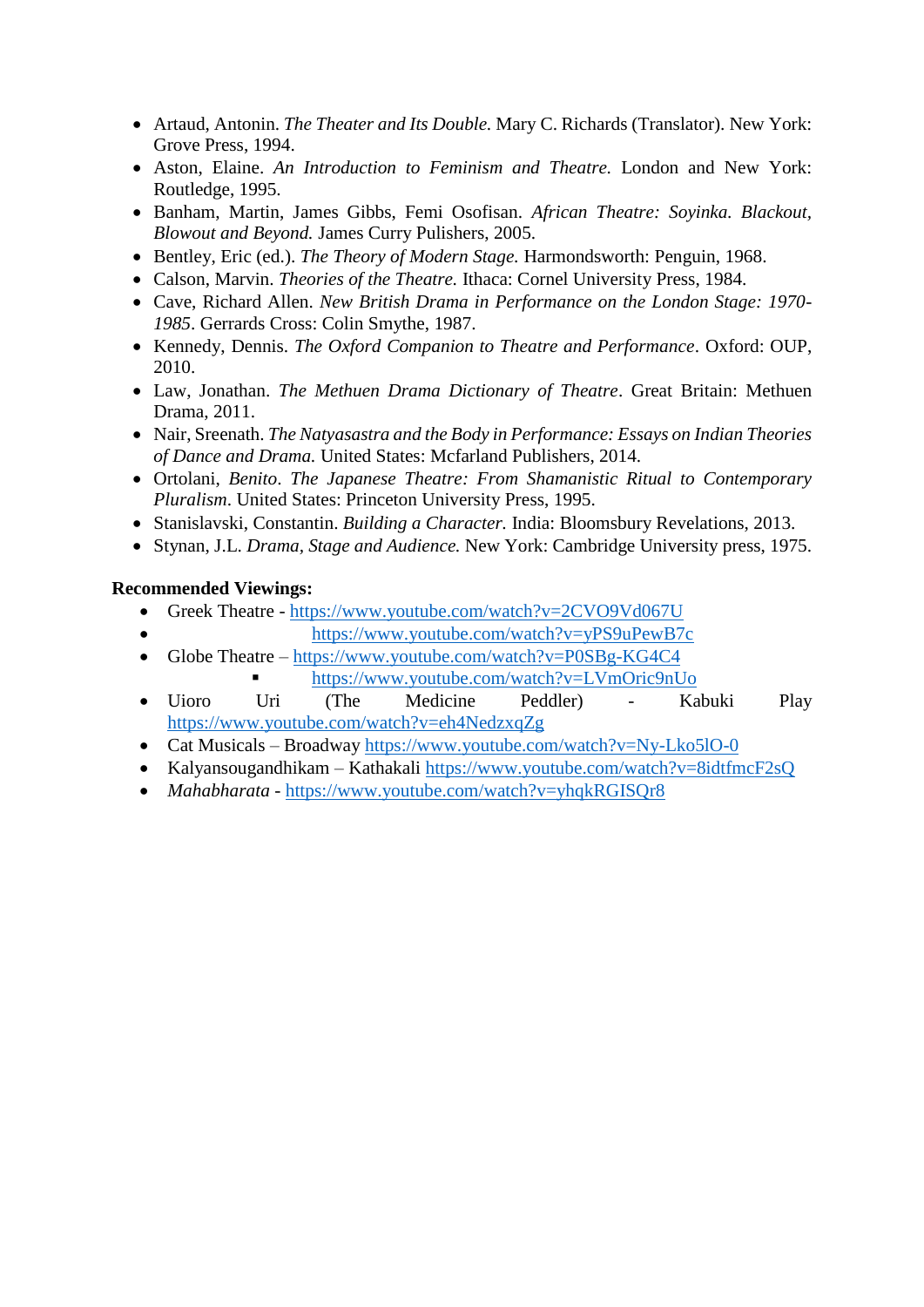- Artaud, Antonin. *The Theater and Its Double.* Mary C. Richards (Translator). New York: Grove Press, 1994.
- Aston, Elaine. *An Introduction to Feminism and Theatre.* London and New York: Routledge, 1995.
- Banham, Martin, James Gibbs, Femi Osofisan. *African Theatre: Soyinka. Blackout, Blowout and Beyond.* James Curry Pulishers, 2005.
- Bentley, Eric (ed.). *The Theory of Modern Stage.* Harmondsworth: Penguin, 1968.
- Calson, Marvin. *Theories of the Theatre.* Ithaca: Cornel University Press, 1984.
- Cave, Richard Allen. *New British Drama in Performance on the London Stage: 1970-1985*. Gerrards Cross: Colin Smythe, 1987.
- Kennedy, Dennis. *The Oxford Companion to Theatre and Performance*. Oxford: OUP, 2010.
- Law, Jonathan. *The Methuen Drama Dictionary of Theatre*. Great Britain: Methuen Drama, 2011.
- Nair, Sreenath. *The Natyasastra and the Body in Performance: Essays on Indian Theories of Dance and Drama.* United States: Mcfarland Publishers, 2014.
- Ortolani, *Benito*. *The Japanese Theatre: From Shamanistic Ritual to Contemporary Pluralism*. United States: Princeton University Press, 1995.
- Stanislavski, Constantin. *Building a Character.* India: Bloomsbury Revelations, 2013.
- Stynan, J.L. *Drama, Stage and Audience.* New York: Cambridge University press, 1975.

**Recommended Viewings:**

- Greek Theatre - https://www.youtube.com/watch?v=2CVO9Vd067U
- https://www.youtube.com/watch?v=yPS9uPewB7c
- Globe Theatre – https://www.youtube.com/watch?v=P0SBg-KG4C4
    - https://www.youtube.com/watch?v=LVmOric9nUo
- Uioro Uri (The Medicine Peddler) - Kabuki Play https://www.youtube.com/watch?v=eh4NedzxqZg
- Cat Musicals – Broadway https://www.youtube.com/watch?v=Ny-Lko5lO-0
- Kalyansougandhikam – Kathakali https://www.youtube.com/watch?v=8idtfmcF2sQ
- *Mahabharata* - https://www.youtube.com/watch?v=yhqkRGISQr8